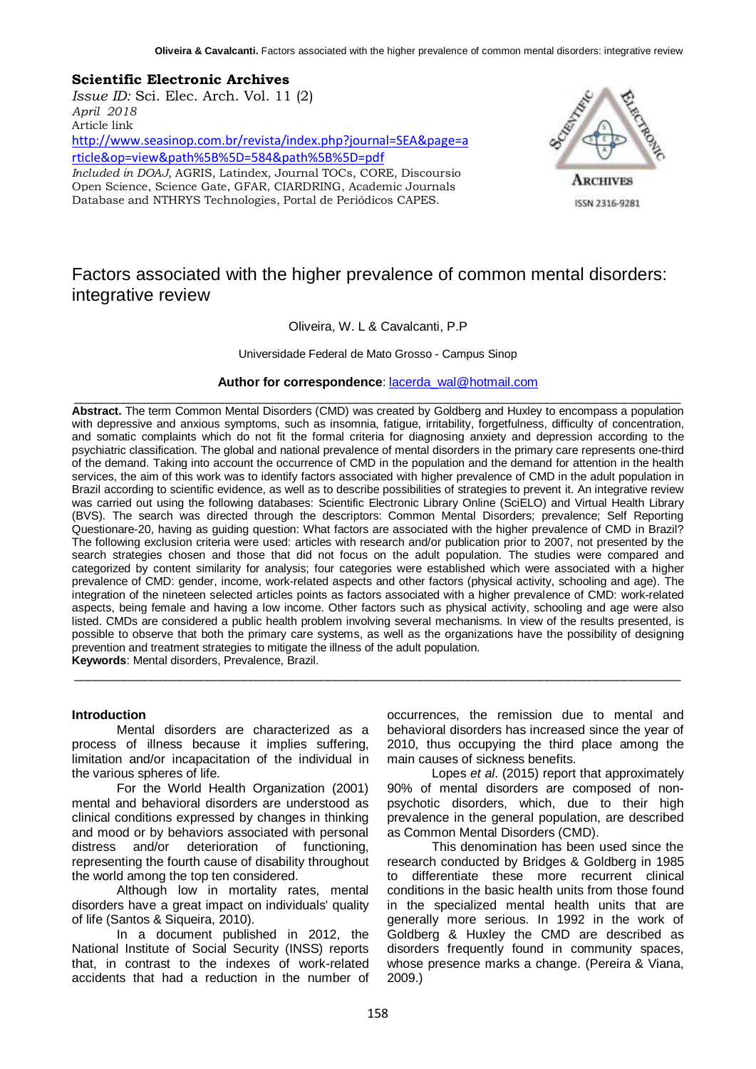**Scientific Electronic Archives**
*Issue ID:* Sci. Elec. Arch. Vol. 11 (2)
*April 2018*
Article link
http://www.seasinop.com.br/revista/index.php?journal=SEA&page=article&op=view&path%5B%5D=584&path%5B%5D=pdf
*Included in DOAJ,* AGRIS, Latindex, Journal TOCs, CORE, Discoursio Open Science, Science Gate, GFAR, CIARDRING, Academic Journals Database and NTHRYS Technologies, Portal de Periódicos CAPES.

ISSN 2316-9281

# Factors associated with the higher prevalence of common mental disorders: integrative review

Oliveira, W. L & Cavalcanti, P.P

Universidade Federal de Mato Grosso - Campus Sinop

**Author for correspondence**: lacerda_wal@hotmail.com

---

**Abstract.** The term Common Mental Disorders (CMD) was created by Goldberg and Huxley to encompass a population with depressive and anxious symptoms, such as insomnia, fatigue, irritability, forgetfulness, difficulty of concentration, and somatic complaints which do not fit the formal criteria for diagnosing anxiety and depression according to the psychiatric classification. The global and national prevalence of mental disorders in the primary care represents one-third of the demand. Taking into account the occurrence of CMD in the population and the demand for attention in the health services, the aim of this work was to identify factors associated with higher prevalence of CMD in the adult population in Brazil according to scientific evidence, as well as to describe possibilities of strategies to prevent it. An integrative review was carried out using the following databases: Scientific Electronic Library Online (SciELO) and Virtual Health Library (BVS). The search was directed through the descriptors: Common Mental Disorders; prevalence; Self Reporting Questionare-20, having as guiding question: What factors are associated with the higher prevalence of CMD in Brazil? The following exclusion criteria were used: articles with research and/or publication prior to 2007, not presented by the search strategies chosen and those that did not focus on the adult population. The studies were compared and categorized by content similarity for analysis; four categories were established which were associated with a higher prevalence of CMD: gender, income, work-related aspects and other factors (physical activity, schooling and age). The integration of the nineteen selected articles points as factors associated with a higher prevalence of CMD: work-related aspects, being female and having a low income. Other factors such as physical activity, schooling and age were also listed. CMDs are considered a public health problem involving several mechanisms. In view of the results presented, is possible to observe that both the primary care systems, as well as the organizations have the possibility of designing prevention and treatment strategies to mitigate the illness of the adult population.

**Keywords**: Mental disorders, Prevalence, Brazil.

---

## Introduction

Mental disorders are characterized as a process of illness because it implies suffering, limitation and/or incapacitation of the individual in the various spheres of life.

For the World Health Organization (2001) mental and behavioral disorders are understood as clinical conditions expressed by changes in thinking and mood or by behaviors associated with personal distress and/or deterioration of functioning, representing the fourth cause of disability throughout the world among the top ten considered.

Although low in mortality rates, mental disorders have a great impact on individuals' quality of life (Santos & Siqueira, 2010).

In a document published in 2012, the National Institute of Social Security (INSS) reports that, in contrast to the indexes of work-related accidents that had a reduction in the number of occurrences, the remission due to mental and behavioral disorders has increased since the year of 2010, thus occupying the third place among the main causes of sickness benefits.

Lopes *et al*. (2015) report that approximately 90% of mental disorders are composed of non-psychotic disorders, which, due to their high prevalence in the general population, are described as Common Mental Disorders (CMD).

This denomination has been used since the research conducted by Bridges & Goldberg in 1985 to differentiate these more recurrent clinical conditions in the basic health units from those found in the specialized mental health units that are generally more serious. In 1992 in the work of Goldberg & Huxley the CMD are described as disorders frequently found in community spaces, whose presence marks a change. (Pereira & Viana, 2009.)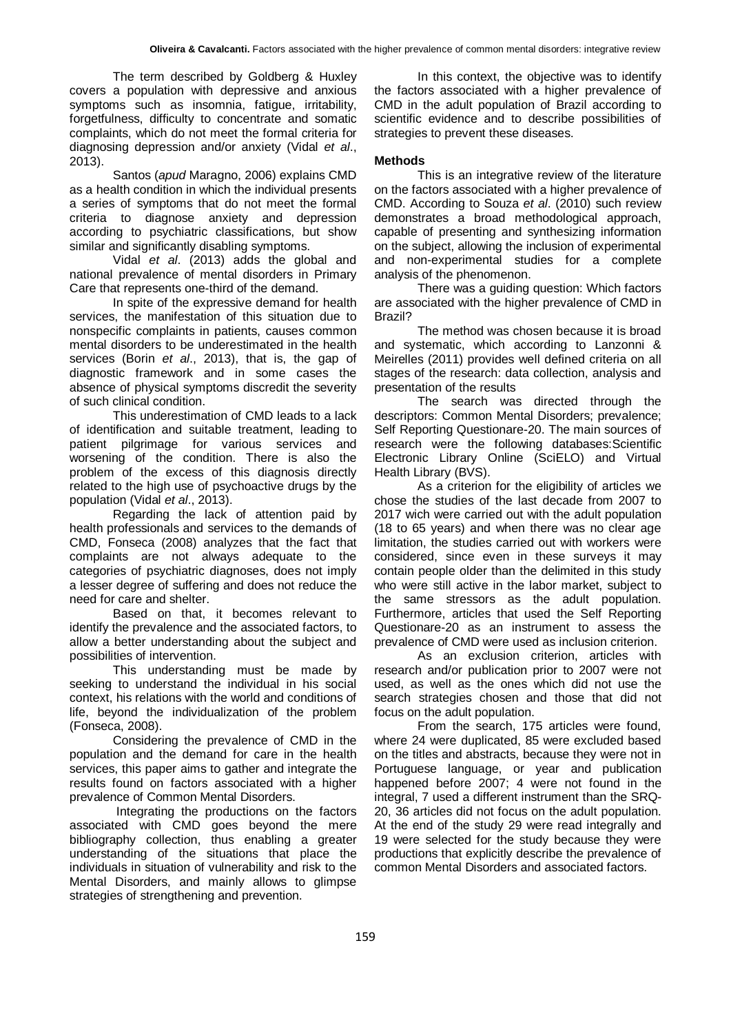The term described by Goldberg & Huxley covers a population with depressive and anxious symptoms such as insomnia, fatigue, irritability, forgetfulness, difficulty to concentrate and somatic complaints, which do not meet the formal criteria for diagnosing depression and/or anxiety (Vidal *et al*., 2013).

Santos (*apud* Maragno, 2006) explains CMD as a health condition in which the individual presents a series of symptoms that do not meet the formal criteria to diagnose anxiety and depression according to psychiatric classifications, but show similar and significantly disabling symptoms.

Vidal *et al*. (2013) adds the global and national prevalence of mental disorders in Primary Care that represents one-third of the demand.

In spite of the expressive demand for health services, the manifestation of this situation due to nonspecific complaints in patients, causes common mental disorders to be underestimated in the health services (Borin *et al*., 2013), that is, the gap of diagnostic framework and in some cases the absence of physical symptoms discredit the severity of such clinical condition.

This underestimation of CMD leads to a lack of identification and suitable treatment, leading to patient pilgrimage for various services and worsening of the condition. There is also the problem of the excess of this diagnosis directly related to the high use of psychoactive drugs by the population (Vidal *et al*., 2013).

Regarding the lack of attention paid by health professionals and services to the demands of CMD, Fonseca (2008) analyzes that the fact that complaints are not always adequate to the categories of psychiatric diagnoses, does not imply a lesser degree of suffering and does not reduce the need for care and shelter.

Based on that, it becomes relevant to identify the prevalence and the associated factors, to allow a better understanding about the subject and possibilities of intervention.

This understanding must be made by seeking to understand the individual in his social context, his relations with the world and conditions of life, beyond the individualization of the problem (Fonseca, 2008).

Considering the prevalence of CMD in the population and the demand for care in the health services, this paper aims to gather and integrate the results found on factors associated with a higher prevalence of Common Mental Disorders.

Integrating the productions on the factors associated with CMD goes beyond the mere bibliography collection, thus enabling a greater understanding of the situations that place the individuals in situation of vulnerability and risk to the Mental Disorders, and mainly allows to glimpse strategies of strengthening and prevention.

In this context, the objective was to identify the factors associated with a higher prevalence of CMD in the adult population of Brazil according to scientific evidence and to describe possibilities of strategies to prevent these diseases.

## Methods

This is an integrative review of the literature on the factors associated with a higher prevalence of CMD. According to Souza *et al*. (2010) such review demonstrates a broad methodological approach, capable of presenting and synthesizing information on the subject, allowing the inclusion of experimental and non-experimental studies for a complete analysis of the phenomenon.

There was a guiding question: Which factors are associated with the higher prevalence of CMD in Brazil?

The method was chosen because it is broad and systematic, which according to Lanzonni & Meirelles (2011) provides well defined criteria on all stages of the research: data collection, analysis and presentation of the results

The search was directed through the descriptors: Common Mental Disorders; prevalence; Self Reporting Questionare-20. The main sources of research were the following databases:Scientific Electronic Library Online (SciELO) and Virtual Health Library (BVS).

As a criterion for the eligibility of articles we chose the studies of the last decade from 2007 to 2017 wich were carried out with the adult population (18 to 65 years) and when there was no clear age limitation, the studies carried out with workers were considered, since even in these surveys it may contain people older than the delimited in this study who were still active in the labor market, subject to the same stressors as the adult population. Furthermore, articles that used the Self Reporting Questionare-20 as an instrument to assess the prevalence of CMD were used as inclusion criterion.

As an exclusion criterion, articles with research and/or publication prior to 2007 were not used, as well as the ones which did not use the search strategies chosen and those that did not focus on the adult population.

From the search, 175 articles were found, where 24 were duplicated, 85 were excluded based on the titles and abstracts, because they were not in Portuguese language, or year and publication happened before 2007; 4 were not found in the integral, 7 used a different instrument than the SRQ-20, 36 articles did not focus on the adult population. At the end of the study 29 were read integrally and 19 were selected for the study because they were productions that explicitly describe the prevalence of common Mental Disorders and associated factors.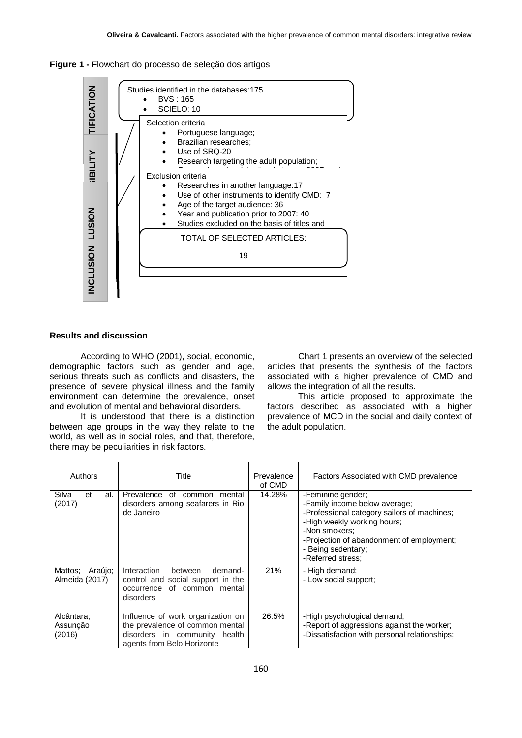**Figure 1 -** Flowchart do processo de seleção dos artigos

TIFICATION

Studies identified in the databases:175
- BVS : 165
- SCIELO: 10

BILITY

Selection criteria
- Portuguese language;
- Brazilian researches;
- Use of SRQ-20
- Research targeting the adult population;

LUSION

Exclusion criteria
- Researches in another language:17
- Use of other instruments to identify CMD: 7
- Age of the target audience: 36
- Year and publication prior to 2007: 40
- Studies excluded on the basis of titles and

INCLUSION

TOTAL OF SELECTED ARTICLES:

19

## Results and discussion

According to WHO (2001), social, economic, demographic factors such as gender and age, serious threats such as conflicts and disasters, the presence of severe physical illness and the family environment can determine the prevalence, onset and evolution of mental and behavioral disorders.

It is understood that there is a distinction between age groups in the way they relate to the world, as well as in social roles, and that, therefore, there may be peculiarities in risk factors.

Chart 1 presents an overview of the selected articles that presents the synthesis of the factors associated with a higher prevalence of CMD and allows the integration of all the results.

This article proposed to approximate the factors described as associated with a higher prevalence of MCD in the social and daily context of the adult population.

| Authors | Title | Prevalence of CMD | Factors Associated with CMD prevalence |
|---|---|---|---|
| Silva et al. (2017) | Prevalence of common mental disorders among seafarers in Rio de Janeiro | 14.28% | -Feminine gender;<br>-Family income below average;<br>-Professional category sailors of machines;<br>-High weekly working hours;<br>-Non smokers;<br>-Projection of abandonment of employment;<br>- Being sedentary;<br>-Referred stress; |
| Mattos; Araújo; Almeida (2017) | Interaction between demand-control and social support in the occurrence of common mental disorders | 21% | - High demand;<br>- Low social support; |
| Alcântara; Assunção (2016) | Influence of work organization on the prevalence of common mental disorders in community health agents from Belo Horizonte | 26.5% | -High psychological demand;<br>-Report of aggressions against the worker;<br>-Dissatisfaction with personal relationships; |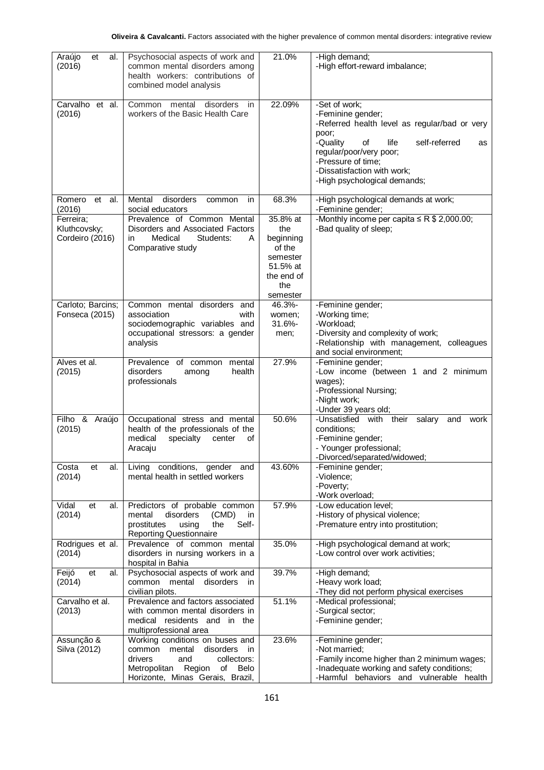| Araújo et al. (2016) | Psychosocial aspects of work and common mental disorders among health workers: contributions of combined model analysis | 21.0% | -High demand;<br>-High effort-reward imbalance; |
|---|---|---|---|
| Carvalho et al. (2016) | Common mental disorders in workers of the Basic Health Care | 22.09% | -Set of work;<br>-Feminine gender;<br>-Referred health level as regular/bad or very poor;<br>-Quality of life self-referred as regular/poor/very poor;<br>-Pressure of time;<br>-Dissatisfaction with work;<br>-High psychological demands; |
| Romero et al. (2016) | Mental disorders common in social educators | 68.3% | -High psychological demands at work;<br>-Feminine gender; |
| Ferreira; Kluthcovsky; Cordeiro (2016) | Prevalence of Common Mental Disorders and Associated Factors in Medical Students: A Comparative study | 35.8% at the beginning of the semester 51.5% at the end of the semester | -Monthly income per capita ≤ R $ 2,000.00;<br>-Bad quality of sleep; |
| Carloto; Barcins; Fonseca (2015) | Common mental disorders and association with sociodemographic variables and occupational stressors: a gender analysis | 46.3%-women; 31.6%-men; | -Feminine gender;<br>-Working time;<br>-Workload;<br>-Diversity and complexity of work;<br>-Relationship with management, colleagues and social environment; |
| Alves et al. (2015) | Prevalence of common mental disorders among health professionals | 27.9% | -Feminine gender;<br>-Low income (between 1 and 2 minimum wages);<br>-Professional Nursing;<br>-Night work;<br>-Under 39 years old; |
| Filho & Araújo (2015) | Occupational stress and mental health of the professionals of the medical specialty center of Aracaju | 50.6% | -Unsatisfied with their salary and work conditions;<br>-Feminine gender;<br>- Younger professional;<br>-Divorced/separated/widowed; |
| Costa et al. (2014) | Living conditions, gender and mental health in settled workers | 43.60% | -Feminine gender;<br>-Violence;<br>-Poverty;<br>-Work overload; |
| Vidal et al. (2014) | Predictors of probable common mental disorders (CMD) in prostitutes using the Self-Reporting Questionnaire | 57.9% | -Low education level;<br>-History of physical violence;<br>-Premature entry into prostitution; |
| Rodrigues et al. (2014) | Prevalence of common mental disorders in nursing workers in a hospital in Bahia | 35.0% | -High psychological demand at work;<br>-Low control over work activities; |
| Feijó et al. (2014) | Psychosocial aspects of work and common mental disorders in civilian pilots. | 39.7% | -High demand;<br>-Heavy work load;<br>-They did not perform physical exercises |
| Carvalho et al. (2013) | Prevalence and factors associated with common mental disorders in medical residents and in the multiprofessional area | 51.1% | -Medical professional;<br>-Surgical sector;<br>-Feminine gender; |
| Assunção & Silva (2012) | Working conditions on buses and common mental disorders in drivers and collectors: Metropolitan Region of Belo Horizonte, Minas Gerais, Brazil, | 23.6% | -Feminine gender;<br>-Not married;<br>-Family income higher than 2 minimum wages;<br>-Inadequate working and safety conditions;<br>-Harmful behaviors and vulnerable health |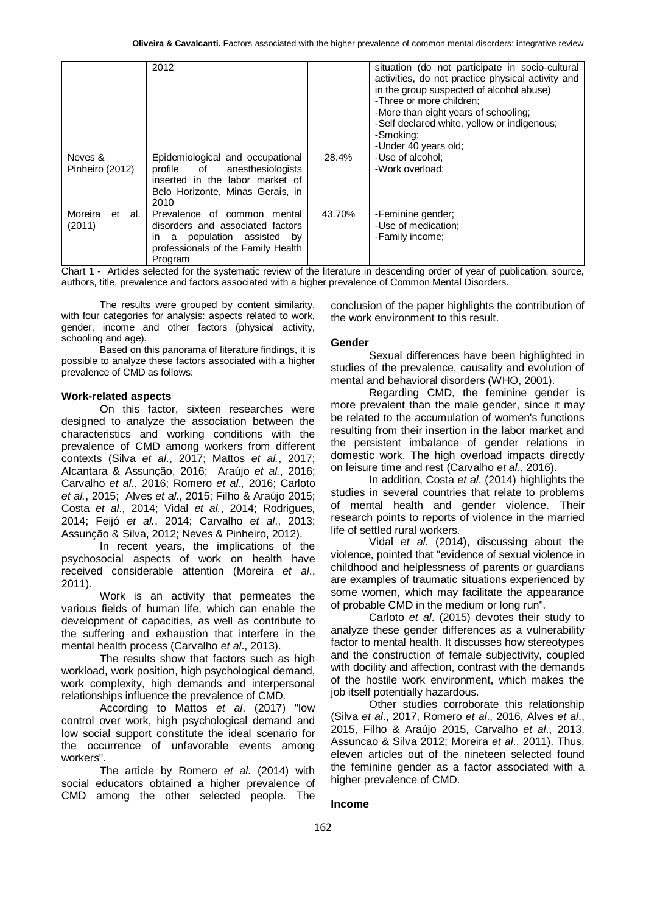| | 2012 | | situation (do not participate in socio-cultural activities, do not practice physical activity and in the group suspected of alcohol abuse)<br>-Three or more children;<br>-More than eight years of schooling;<br>-Self declared white, yellow or indigenous;<br>-Smoking;<br>-Under 40 years old; |
|---|---|---|---|
| Neves & Pinheiro (2012) | Epidemiological and occupational profile of anesthesiologists inserted in the labor market of Belo Horizonte, Minas Gerais, in 2010 | 28.4% | -Use of alcohol;<br>-Work overload; |
| Moreira et al. (2011) | Prevalence of common mental disorders and associated factors in a population assisted by professionals of the Family Health Program | 43.70% | -Feminine gender;<br>-Use of medication;<br>-Family income; |

Chart 1 - Articles selected for the systematic review of the literature in descending order of year of publication, source, authors, title, prevalence and factors associated with a higher prevalence of Common Mental Disorders.

The results were grouped by content similarity, with four categories for analysis: aspects related to work, gender, income and other factors (physical activity, schooling and age).

Based on this panorama of literature findings, it is possible to analyze these factors associated with a higher prevalence of CMD as follows:

**Work-related aspects**

On this factor, sixteen researches were designed to analyze the association between the characteristics and working conditions with the prevalence of CMD among workers from different contexts (Silva *et al*., 2017; Mattos *et al.*, 2017; Alcantara & Assunção, 2016; Araújo *et al.*, 2016; Carvalho *et al.*, 2016; Romero *et al.,* 2016; Carloto *et al.*, 2015; Alves *et al.*, 2015; Filho & Araújo 2015; Costa *et al*., 2014; Vidal *et al.*, 2014; Rodrigues, 2014; Feijó *et al.*, 2014; Carvalho *et al*., 2013; Assunção & Silva, 2012; Neves & Pinheiro, 2012).

In recent years, the implications of the psychosocial aspects of work on health have received considerable attention (Moreira *et al*., 2011).

Work is an activity that permeates the various fields of human life, which can enable the development of capacities, as well as contribute to the suffering and exhaustion that interfere in the mental health process (Carvalho *et al*., 2013).

The results show that factors such as high workload, work position, high psychological demand, work complexity, high demands and interpersonal relationships influence the prevalence of CMD.

According to Mattos *et al.* (2017) "low control over work, high psychological demand and low social support constitute the ideal scenario for the occurrence of unfavorable events among workers".

The article by Romero *et al*. (2014) with social educators obtained a higher prevalence of CMD among the other selected people. The conclusion of the paper highlights the contribution of the work environment to this result.

**Gender**

Sexual differences have been highlighted in studies of the prevalence, causality and evolution of mental and behavioral disorders (WHO, 2001).

Regarding CMD, the feminine gender is more prevalent than the male gender, since it may be related to the accumulation of women's functions resulting from their insertion in the labor market and the persistent imbalance of gender relations in domestic work. The high overload impacts directly on leisure time and rest (Carvalho *et al*., 2016).

In addition, Costa *et al*. (2014) highlights the studies in several countries that relate to problems of mental health and gender violence. Their research points to reports of violence in the married life of settled rural workers.

Vidal *et al*. (2014), discussing about the violence, pointed that "evidence of sexual violence in childhood and helplessness of parents or guardians are examples of traumatic situations experienced by some women, which may facilitate the appearance of probable CMD in the medium or long run".

Carloto *et al*. (2015) devotes their study to analyze these gender differences as a vulnerability factor to mental health. It discusses how stereotypes and the construction of female subjectivity, coupled with docility and affection, contrast with the demands of the hostile work environment, which makes the job itself potentially hazardous.

Other studies corroborate this relationship (Silva *et al*., 2017, Romero *et al*., 2016, Alves *et al*., 2015, Filho & Araújo 2015, Carvalho *et al*., 2013, Assuncao & Silva 2012; Moreira *et al*., 2011). Thus, eleven articles out of the nineteen selected found the feminine gender as a factor associated with a higher prevalence of CMD.

**Income**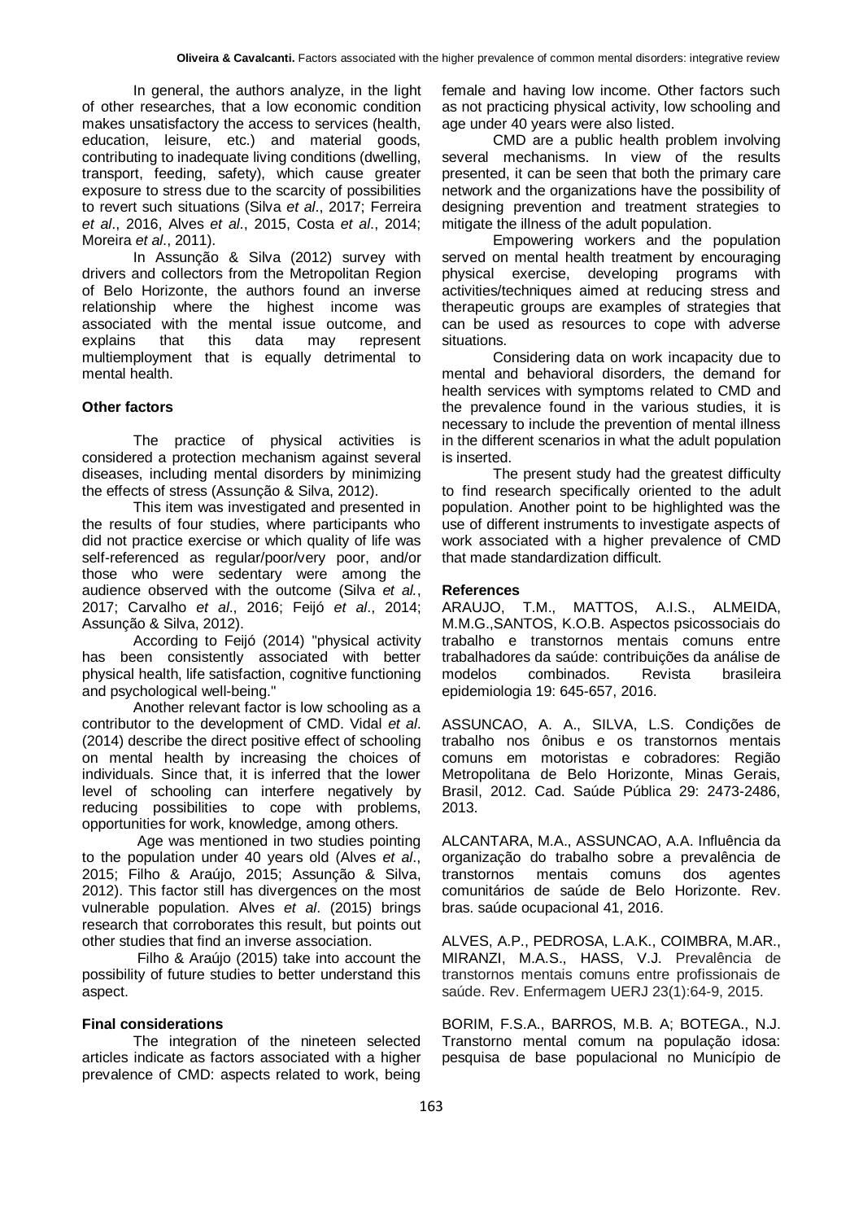In general, the authors analyze, in the light of other researches, that a low economic condition makes unsatisfactory the access to services (health, education, leisure, etc.) and material goods, contributing to inadequate living conditions (dwelling, transport, feeding, safety), which cause greater exposure to stress due to the scarcity of possibilities to revert such situations (Silva *et al*., 2017; Ferreira *et al*., 2016, Alves *et al*., 2015, Costa *et al*., 2014; Moreira *et al*., 2011).

In Assunção & Silva (2012) survey with drivers and collectors from the Metropolitan Region of Belo Horizonte, the authors found an inverse relationship where the highest income was associated with the mental issue outcome, and explains that this data may represent multiemployment that is equally detrimental to mental health.

**Other factors**

The practice of physical activities is considered a protection mechanism against several diseases, including mental disorders by minimizing the effects of stress (Assunção & Silva, 2012).

This item was investigated and presented in the results of four studies, where participants who did not practice exercise or which quality of life was self-referenced as regular/poor/very poor, and/or those who were sedentary were among the audience observed with the outcome (Silva *et al.*, 2017; Carvalho *et al*., 2016; Feijó *et al*., 2014; Assunção & Silva, 2012).

According to Feijó (2014) "physical activity has been consistently associated with better physical health, life satisfaction, cognitive functioning and psychological well-being."

Another relevant factor is low schooling as a contributor to the development of CMD. Vidal *et al*. (2014) describe the direct positive effect of schooling on mental health by increasing the choices of individuals. Since that, it is inferred that the lower level of schooling can interfere negatively by reducing possibilities to cope with problems, opportunities for work, knowledge, among others.

Age was mentioned in two studies pointing to the population under 40 years old (Alves *et al*., 2015; Filho & Araújo, 2015; Assunção & Silva, 2012). This factor still has divergences on the most vulnerable population. Alves *et al*. (2015) brings research that corroborates this result, but points out other studies that find an inverse association.

Filho & Araújo (2015) take into account the possibility of future studies to better understand this aspect.

**Final considerations**

The integration of the nineteen selected articles indicate as factors associated with a higher prevalence of CMD: aspects related to work, being female and having low income. Other factors such as not practicing physical activity, low schooling and age under 40 years were also listed.

CMD are a public health problem involving several mechanisms. In view of the results presented, it can be seen that both the primary care network and the organizations have the possibility of designing prevention and treatment strategies to mitigate the illness of the adult population.

Empowering workers and the population served on mental health treatment by encouraging physical exercise, developing programs with activities/techniques aimed at reducing stress and therapeutic groups are examples of strategies that can be used as resources to cope with adverse situations.

Considering data on work incapacity due to mental and behavioral disorders, the demand for health services with symptoms related to CMD and the prevalence found in the various studies, it is necessary to include the prevention of mental illness in the different scenarios in what the adult population is inserted.

The present study had the greatest difficulty to find research specifically oriented to the adult population. Another point to be highlighted was the use of different instruments to investigate aspects of work associated with a higher prevalence of CMD that made standardization difficult.

**References**

ARAUJO, T.M., MATTOS, A.I.S., ALMEIDA, M.M.G.,SANTOS, K.O.B. Aspectos psicossociais do trabalho e transtornos mentais comuns entre trabalhadores da saúde: contribuições da análise de modelos combinados. Revista brasileira epidemiologia 19: 645-657, 2016.

ASSUNCAO, A. A., SILVA, L.S. Condições de trabalho nos ônibus e os transtornos mentais comuns em motoristas e cobradores: Região Metropolitana de Belo Horizonte, Minas Gerais, Brasil, 2012. Cad. Saúde Pública 29: 2473-2486, 2013.

ALCANTARA, M.A., ASSUNCAO, A.A. Influência da organização do trabalho sobre a prevalência de transtornos mentais comuns dos agentes comunitários de saúde de Belo Horizonte. Rev. bras. saúde ocupacional 41, 2016.

ALVES, A.P., PEDROSA, L.A.K., COIMBRA, M.AR., MIRANZI, M.A.S., HASS, V.J. Prevalência de transtornos mentais comuns entre profissionais de saúde. Rev. Enfermagem UERJ 23(1):64-9, 2015.

BORIM, F.S.A., BARROS, M.B. A; BOTEGA., N.J. Transtorno mental comum na população idosa: pesquisa de base populacional no Município de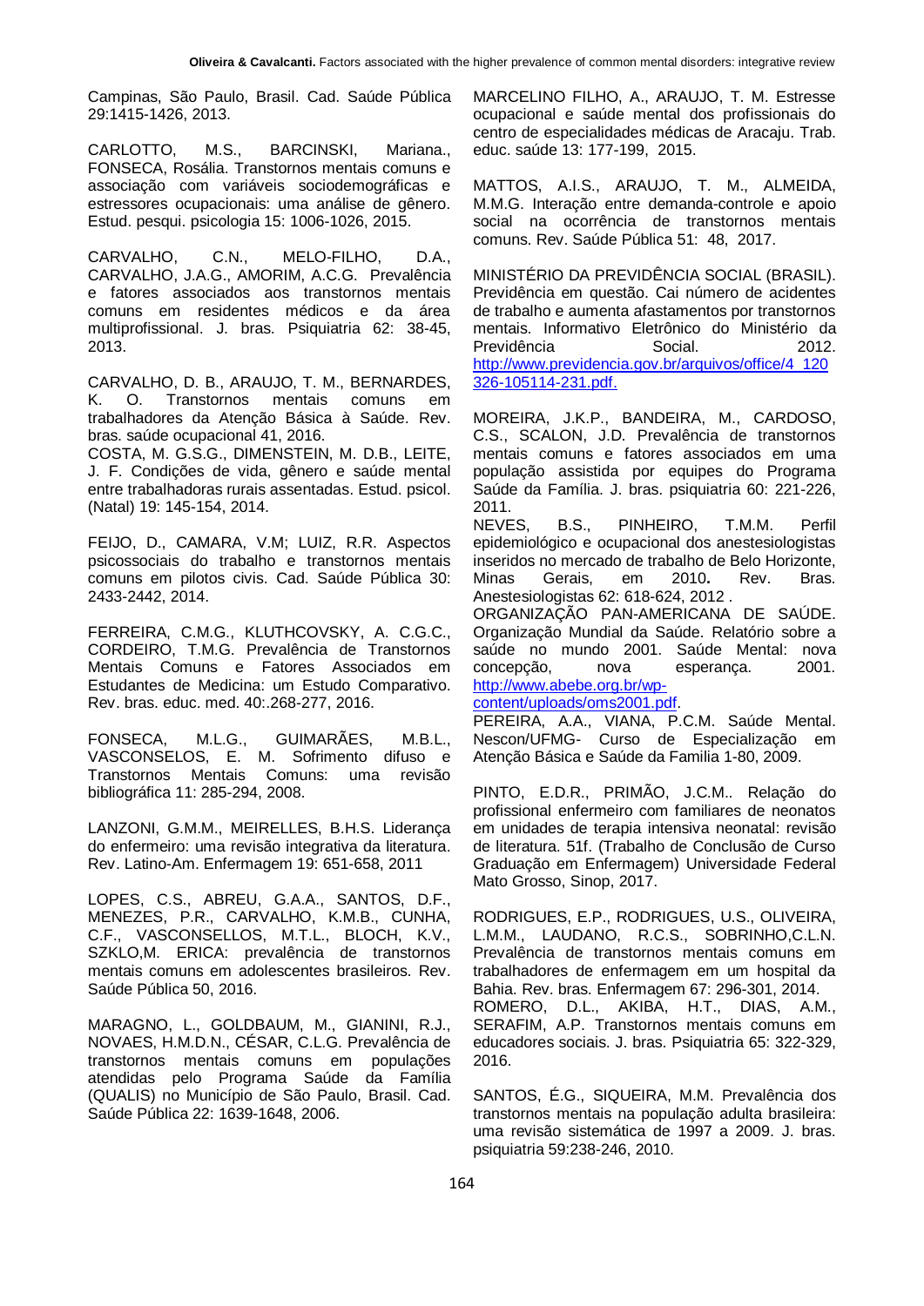Campinas, São Paulo, Brasil. Cad. Saúde Pública 29:1415-1426, 2013.

CARLOTTO, M.S., BARCINSKI, Mariana., FONSECA, Rosália. Transtornos mentais comuns e associação com variáveis sociodemográficas e estressores ocupacionais: uma análise de gênero. Estud. pesqui. psicologia 15: 1006-1026, 2015.

CARVALHO, C.N., MELO-FILHO, D.A., CARVALHO, J.A.G., AMORIM, A.C.G. Prevalência e fatores associados aos transtornos mentais comuns em residentes médicos e da área multiprofissional. J. bras. Psiquiatria 62: 38-45, 2013.

CARVALHO, D. B., ARAUJO, T. M., BERNARDES, K. O. Transtornos mentais comuns em trabalhadores da Atenção Básica à Saúde. Rev. bras. saúde ocupacional 41, 2016.

COSTA, M. G.S.G., DIMENSTEIN, M. D.B., LEITE, J. F. Condições de vida, gênero e saúde mental entre trabalhadoras rurais assentadas. Estud. psicol. (Natal) 19: 145-154, 2014.

FEIJO, D., CAMARA, V.M; LUIZ, R.R. Aspectos psicossociais do trabalho e transtornos mentais comuns em pilotos civis. Cad. Saúde Pública 30: 2433-2442, 2014.

FERREIRA, C.M.G., KLUTHCOVSKY, A. C.G.C., CORDEIRO, T.M.G. Prevalência de Transtornos Mentais Comuns e Fatores Associados em Estudantes de Medicina: um Estudo Comparativo. Rev. bras. educ. med. 40:.268-277, 2016.

FONSECA, M.L.G., GUIMARÃES, M.B.L., VASCONSELOS, E. M. Sofrimento difuso e Transtornos Mentais Comuns: uma revisão bibliográfica 11: 285-294, 2008.

LANZONI, G.M.M., MEIRELLES, B.H.S. Liderança do enfermeiro: uma revisão integrativa da literatura. Rev. Latino-Am. Enfermagem 19: 651-658, 2011

LOPES, C.S., ABREU, G.A.A., SANTOS, D.F., MENEZES, P.R., CARVALHO, K.M.B., CUNHA, C.F., VASCONSELLOS, M.T.L., BLOCH, K.V., SZKLO,M. ERICA: prevalência de transtornos mentais comuns em adolescentes brasileiros. Rev. Saúde Pública 50, 2016.

MARAGNO, L., GOLDBAUM, M., GIANINI, R.J., NOVAES, H.M.D.N., CÉSAR, C.L.G. Prevalência de transtornos mentais comuns em populações atendidas pelo Programa Saúde da Família (QUALIS) no Município de São Paulo, Brasil. Cad. Saúde Pública 22: 1639-1648, 2006.

MARCELINO FILHO, A., ARAUJO, T. M. Estresse ocupacional e saúde mental dos profissionais do centro de especialidades médicas de Aracaju. Trab. educ. saúde 13: 177-199, 2015.

MATTOS, A.I.S., ARAUJO, T. M., ALMEIDA, M.M.G. Interação entre demanda-controle e apoio social na ocorrência de transtornos mentais comuns. Rev. Saúde Pública 51: 48, 2017.

MINISTÉRIO DA PREVIDÊNCIA SOCIAL (BRASIL). Previdência em questão. Cai número de acidentes de trabalho e aumenta afastamentos por transtornos mentais. Informativo Eletrônico do Ministério da Previdência Social. 2012. http://www.previdencia.gov.br/arquivos/office/4_120326-105114-231.pdf.

MOREIRA, J.K.P., BANDEIRA, M., CARDOSO, C.S., SCALON, J.D. Prevalência de transtornos mentais comuns e fatores associados em uma população assistida por equipes do Programa Saúde da Família. J. bras. psiquiatria 60: 221-226, 2011.

NEVES, B.S., PINHEIRO, T.M.M. Perfil epidemiológico e ocupacional dos anestesiologistas inseridos no mercado de trabalho de Belo Horizonte, Minas Gerais, em 2010**.** Rev. Bras. Anestesiologistas 62: 618-624, 2012 .

ORGANIZAÇÃO PAN-AMERICANA DE SAÚDE. Organização Mundial da Saúde. Relatório sobre a saúde no mundo 2001. Saúde Mental: nova concepção, nova esperança. 2001. http://www.abebe.org.br/wp-content/uploads/oms2001.pdf.

PEREIRA, A.A., VIANA, P.C.M. Saúde Mental. Nescon/UFMG- Curso de Especialização em Atenção Básica e Saúde da Familia 1-80, 2009.

PINTO, E.D.R., PRIMÃO, J.C.M.. Relação do profissional enfermeiro com familiares de neonatos em unidades de terapia intensiva neonatal: revisão de literatura. 51f. (Trabalho de Conclusão de Curso Graduação em Enfermagem) Universidade Federal Mato Grosso, Sinop, 2017.

RODRIGUES, E.P., RODRIGUES, U.S., OLIVEIRA, L.M.M., LAUDANO, R.C.S., SOBRINHO,C.L.N. Prevalência de transtornos mentais comuns em trabalhadores de enfermagem em um hospital da Bahia. Rev. bras. Enfermagem 67: 296-301, 2014.

ROMERO, D.L., AKIBA, H.T., DIAS, A.M., SERAFIM, A.P. Transtornos mentais comuns em educadores sociais. J. bras. Psiquiatria 65: 322-329, 2016.

SANTOS, É.G., SIQUEIRA, M.M. Prevalência dos transtornos mentais na população adulta brasileira: uma revisão sistemática de 1997 a 2009. J. bras. psiquiatria 59:238-246, 2010.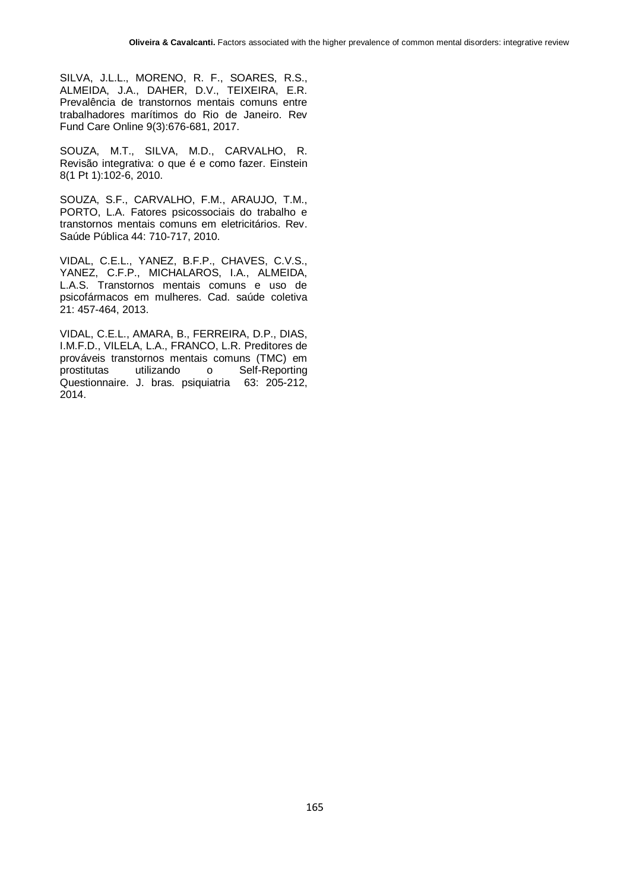SILVA, J.L.L., MORENO, R. F., SOARES, R.S., ALMEIDA, J.A., DAHER, D.V., TEIXEIRA, E.R. Prevalência de transtornos mentais comuns entre trabalhadores marítimos do Rio de Janeiro. Rev Fund Care Online 9(3):676-681, 2017.

SOUZA, M.T., SILVA, M.D., CARVALHO, R. Revisão integrativa: o que é e como fazer. Einstein 8(1 Pt 1):102-6, 2010.

SOUZA, S.F., CARVALHO, F.M., ARAUJO, T.M., PORTO, L.A. Fatores psicossociais do trabalho e transtornos mentais comuns em eletricitários. Rev. Saúde Pública 44: 710-717, 2010.

VIDAL, C.E.L., YANEZ, B.F.P., CHAVES, C.V.S., YANEZ, C.F.P., MICHALAROS, I.A., ALMEIDA, L.A.S. Transtornos mentais comuns e uso de psicofármacos em mulheres. Cad. saúde coletiva 21: 457-464, 2013.

VIDAL, C.E.L., AMARA, B., FERREIRA, D.P., DIAS, I.M.F.D., VILELA, L.A., FRANCO, L.R. Preditores de prováveis transtornos mentais comuns (TMC) em prostitutas utilizando o Self-Reporting Questionnaire. J. bras. psiquiatria 63: 205-212, 2014.